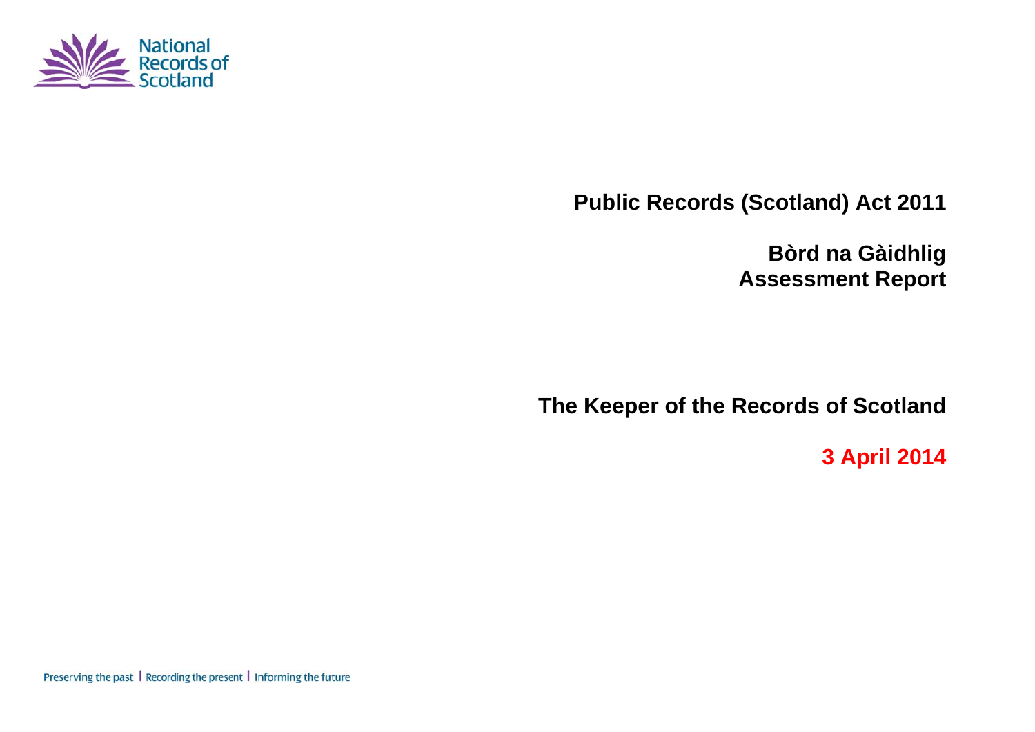# Public Records (Scotland) Act 2011

## Bòrd na Gàidhlig
## Assessment Report

**The Keeper of the Records of Scotland**

**3 April 2014**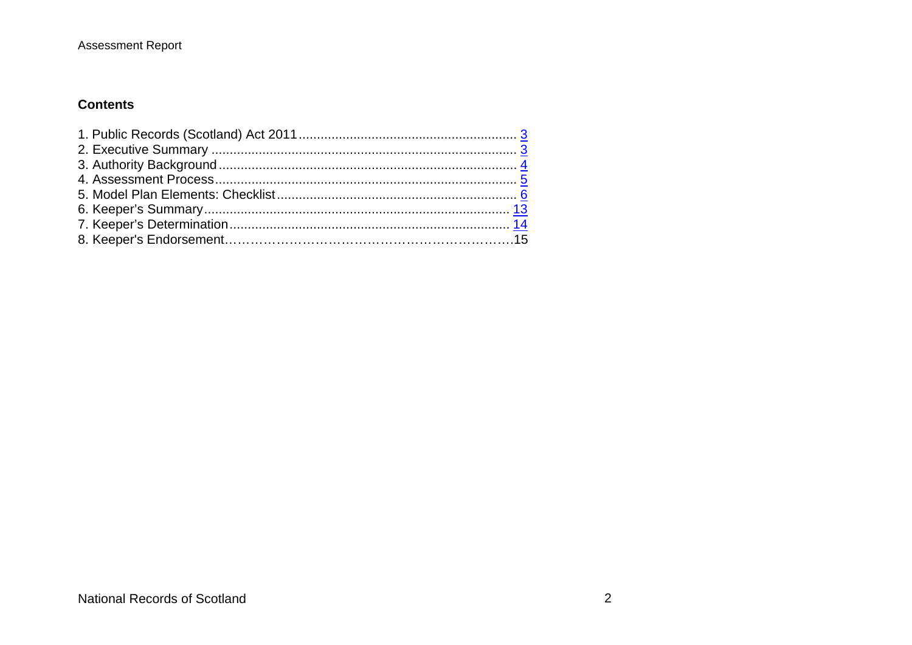## Contents

1. Public Records (Scotland) Act 2011 .......................................................... 3
2. Executive Summary .................................................................................. 3
3. Authority Background ............................................................................... 4
4. Assessment Process ................................................................................. 5
5. Model Plan Elements: Checklist ............................................................... 6
6. Keeper's Summary .................................................................................. 13
7. Keeper's Determination .......................................................................... 14
8. Keeper's Endorsement………………………………………………………….15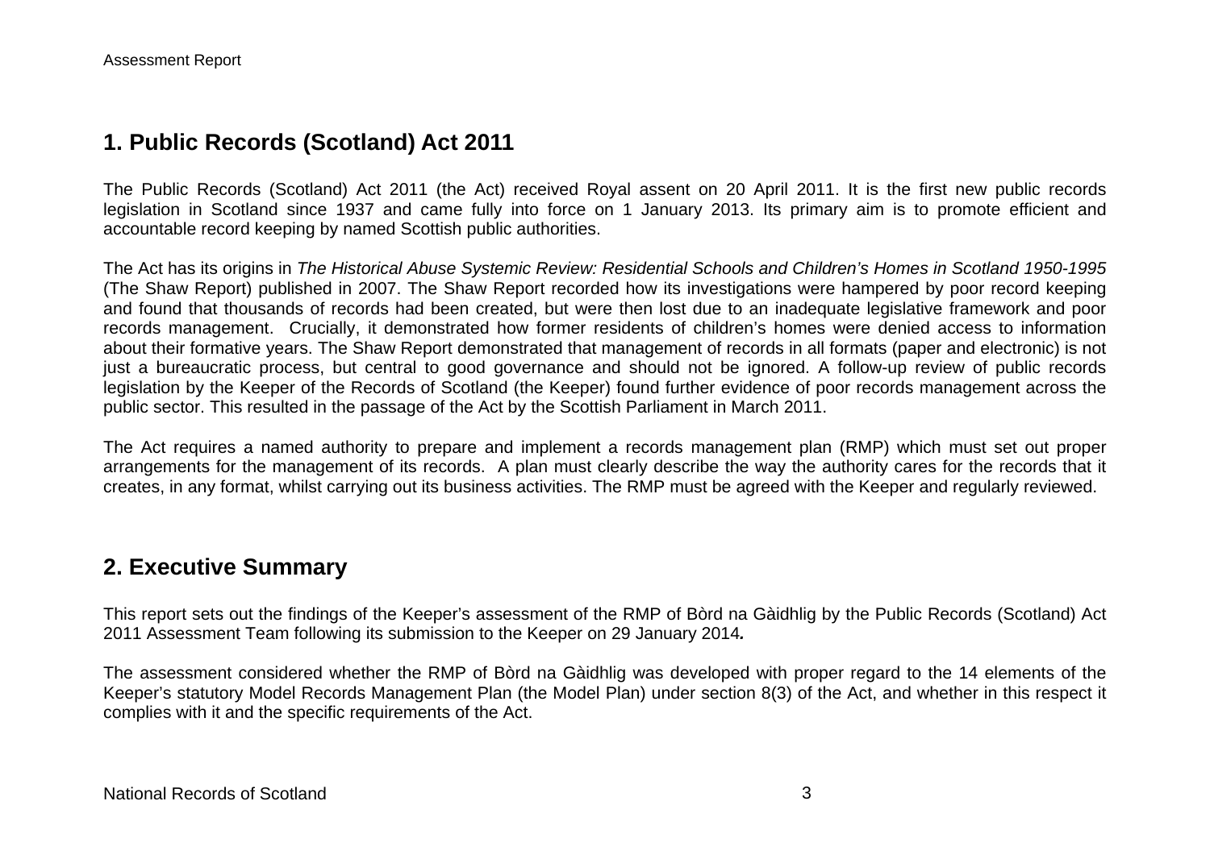## 1. Public Records (Scotland) Act 2011

The Public Records (Scotland) Act 2011 (the Act) received Royal assent on 20 April 2011. It is the first new public records legislation in Scotland since 1937 and came fully into force on 1 January 2013. Its primary aim is to promote efficient and accountable record keeping by named Scottish public authorities.

The Act has its origins in *The Historical Abuse Systemic Review: Residential Schools and Children's Homes in Scotland 1950-1995* (The Shaw Report) published in 2007. The Shaw Report recorded how its investigations were hampered by poor record keeping and found that thousands of records had been created, but were then lost due to an inadequate legislative framework and poor records management. Crucially, it demonstrated how former residents of children's homes were denied access to information about their formative years. The Shaw Report demonstrated that management of records in all formats (paper and electronic) is not just a bureaucratic process, but central to good governance and should not be ignored. A follow-up review of public records legislation by the Keeper of the Records of Scotland (the Keeper) found further evidence of poor records management across the public sector. This resulted in the passage of the Act by the Scottish Parliament in March 2011.

The Act requires a named authority to prepare and implement a records management plan (RMP) which must set out proper arrangements for the management of its records. A plan must clearly describe the way the authority cares for the records that it creates, in any format, whilst carrying out its business activities. The RMP must be agreed with the Keeper and regularly reviewed.

## 2. Executive Summary

This report sets out the findings of the Keeper's assessment of the RMP of Bòrd na Gàidhlig by the Public Records (Scotland) Act 2011 Assessment Team following its submission to the Keeper on 29 January 2014**.**

The assessment considered whether the RMP of Bòrd na Gàidhlig was developed with proper regard to the 14 elements of the Keeper's statutory Model Records Management Plan (the Model Plan) under section 8(3) of the Act, and whether in this respect it complies with it and the specific requirements of the Act.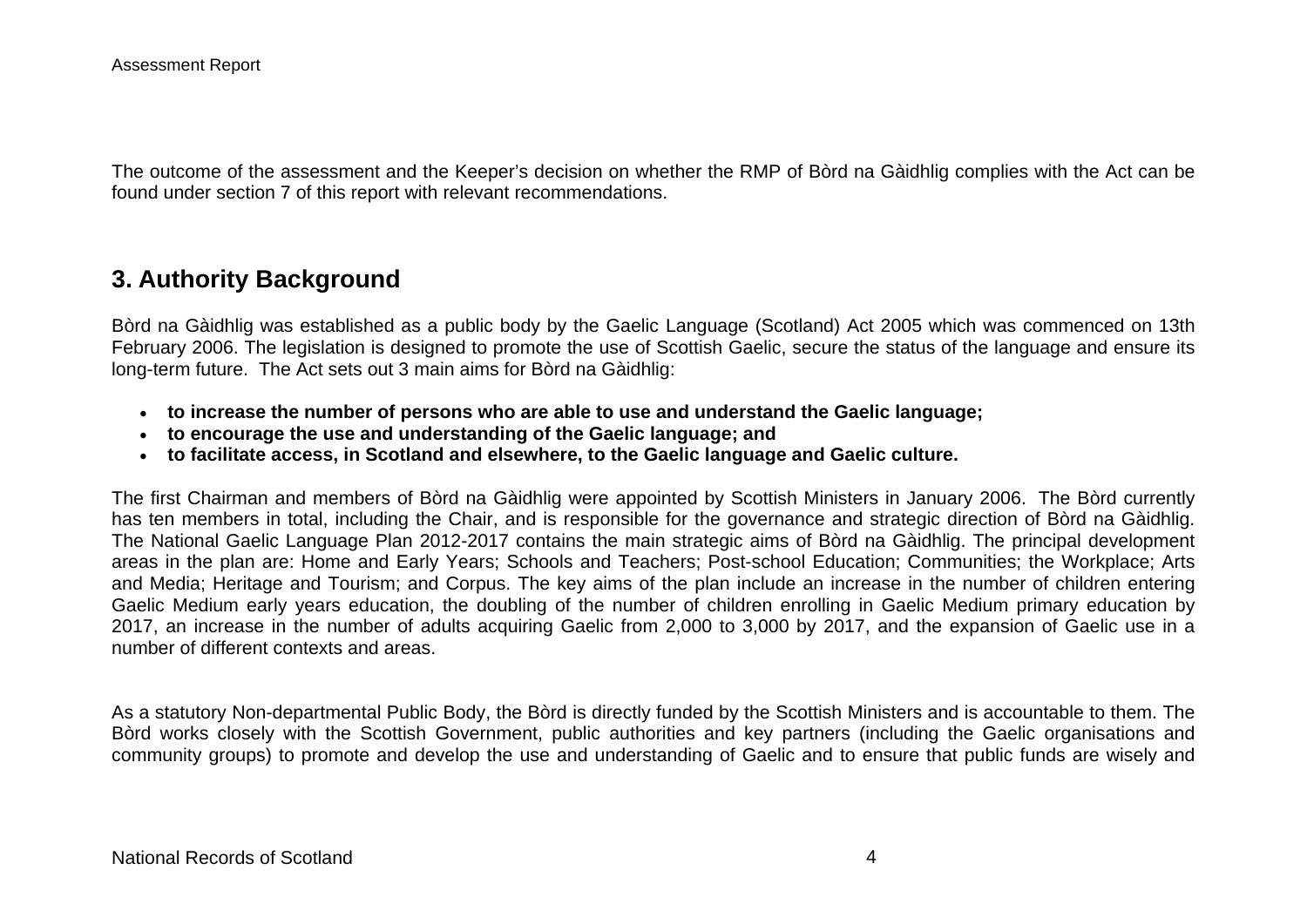The outcome of the assessment and the Keeper's decision on whether the RMP of Bòrd na Gàidhlig complies with the Act can be found under section 7 of this report with relevant recommendations.

## 3. Authority Background

Bòrd na Gàidhlig was established as a public body by the Gaelic Language (Scotland) Act 2005 which was commenced on 13th February 2006. The legislation is designed to promote the use of Scottish Gaelic, secure the status of the language and ensure its long-term future. The Act sets out 3 main aims for Bòrd na Gàidhlig:

- **to increase the number of persons who are able to use and understand the Gaelic language;**
- **to encourage the use and understanding of the Gaelic language; and**
- **to facilitate access, in Scotland and elsewhere, to the Gaelic language and Gaelic culture.**

The first Chairman and members of Bòrd na Gàidhlig were appointed by Scottish Ministers in January 2006. The Bòrd currently has ten members in total, including the Chair, and is responsible for the governance and strategic direction of Bòrd na Gàidhlig. The National Gaelic Language Plan 2012-2017 contains the main strategic aims of Bòrd na Gàidhlig. The principal development areas in the plan are: Home and Early Years; Schools and Teachers; Post-school Education; Communities; the Workplace; Arts and Media; Heritage and Tourism; and Corpus. The key aims of the plan include an increase in the number of children entering Gaelic Medium early years education, the doubling of the number of children enrolling in Gaelic Medium primary education by 2017, an increase in the number of adults acquiring Gaelic from 2,000 to 3,000 by 2017, and the expansion of Gaelic use in a number of different contexts and areas.

As a statutory Non-departmental Public Body, the Bòrd is directly funded by the Scottish Ministers and is accountable to them. The Bòrd works closely with the Scottish Government, public authorities and key partners (including the Gaelic organisations and community groups) to promote and develop the use and understanding of Gaelic and to ensure that public funds are wisely and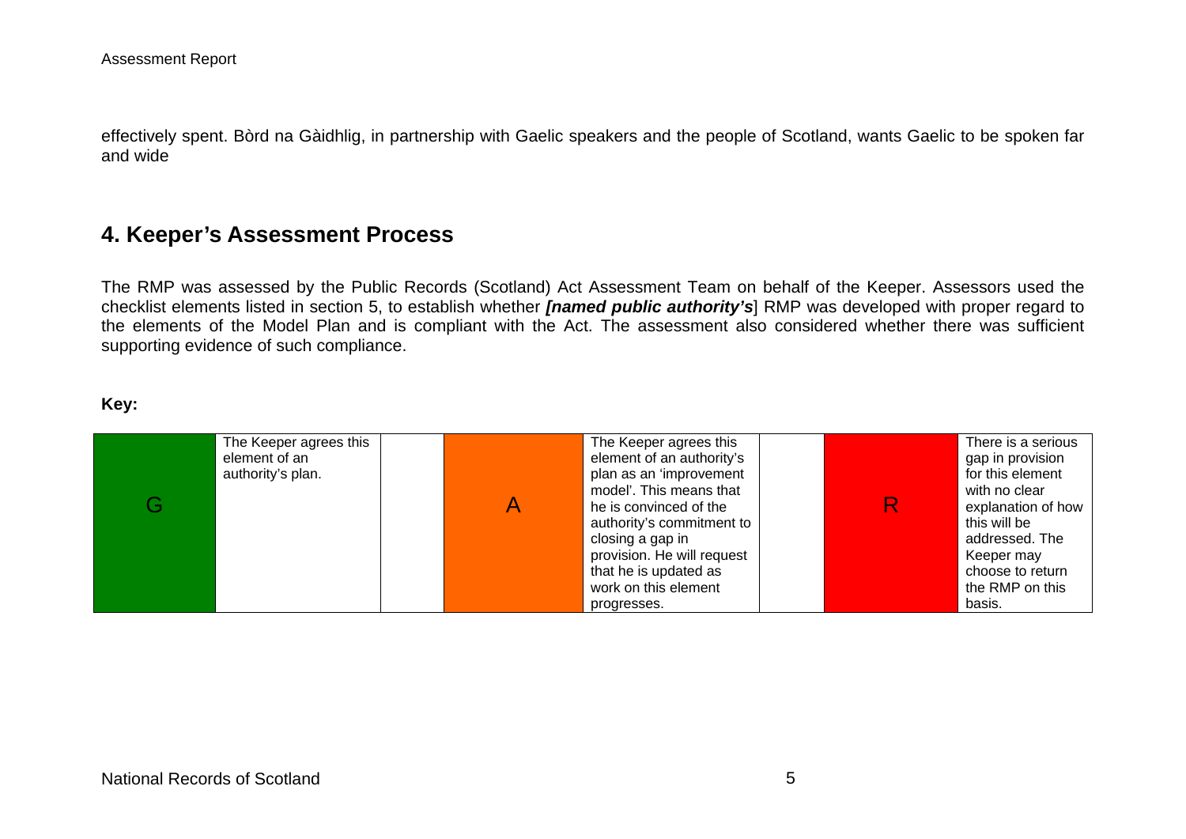effectively spent. Bòrd na Gàidhlig, in partnership with Gaelic speakers and the people of Scotland, wants Gaelic to be spoken far and wide

## 4. Keeper's Assessment Process

The RMP was assessed by the Public Records (Scotland) Act Assessment Team on behalf of the Keeper. Assessors used the checklist elements listed in section 5, to establish whether ***[named public authority's***] RMP was developed with proper regard to the elements of the Model Plan and is compliant with the Act. The assessment also considered whether there was sufficient supporting evidence of such compliance.

**Key:**

| G | The Keeper agrees this element of an authority's plan. | | A | The Keeper agrees this element of an authority's plan as an 'improvement model'. This means that he is convinced of the authority's commitment to closing a gap in provision. He will request that he is updated as work on this element progresses. | | R | There is a serious gap in provision for this element with no clear explanation of how this will be addressed. The Keeper may choose to return the RMP on this basis. |
|---|---|---|---|---|---|---|---|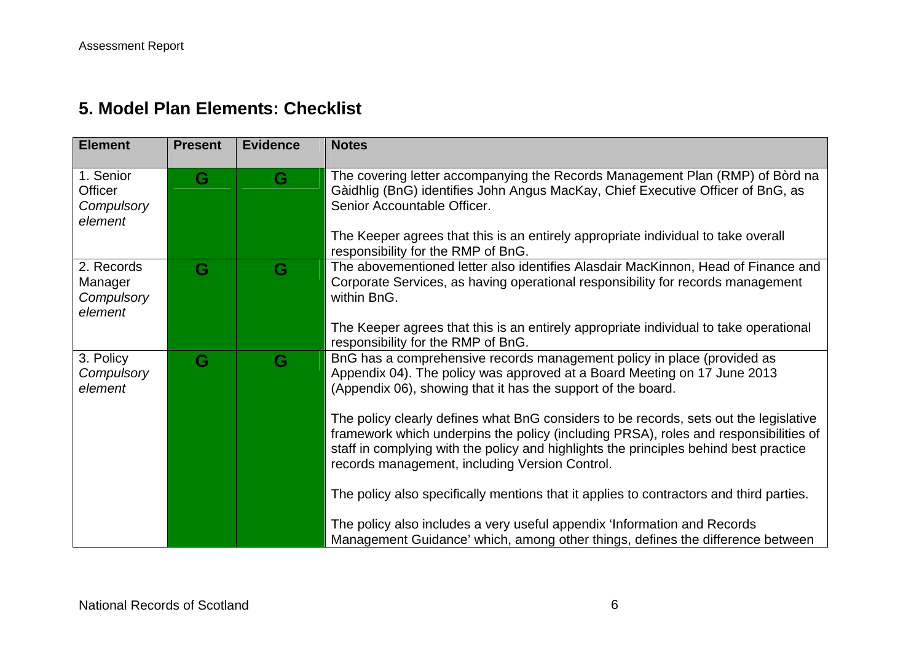## 5. Model Plan Elements: Checklist

| Element | Present | Evidence | Notes |
|---|---|---|---|
| 1. Senior Officer *Compulsory element* | G | G | The covering letter accompanying the Records Management Plan (RMP) of Bòrd na Gàidhlig (BnG) identifies John Angus MacKay, Chief Executive Officer of BnG, as Senior Accountable Officer.<br><br>The Keeper agrees that this is an entirely appropriate individual to take overall responsibility for the RMP of BnG. |
| 2. Records Manager *Compulsory element* | G | G | The abovementioned letter also identifies Alasdair MacKinnon, Head of Finance and Corporate Services, as having operational responsibility for records management within BnG.<br><br>The Keeper agrees that this is an entirely appropriate individual to take operational responsibility for the RMP of BnG. |
| 3. Policy *Compulsory element* | G | G | BnG has a comprehensive records management policy in place (provided as Appendix 04). The policy was approved at a Board Meeting on 17 June 2013 (Appendix 06), showing that it has the support of the board.<br><br>The policy clearly defines what BnG considers to be records, sets out the legislative framework which underpins the policy (including PRSA), roles and responsibilities of staff in complying with the policy and highlights the principles behind best practice records management, including Version Control.<br><br>The policy also specifically mentions that it applies to contractors and third parties.<br><br>The policy also includes a very useful appendix 'Information and Records Management Guidance' which, among other things, defines the difference between |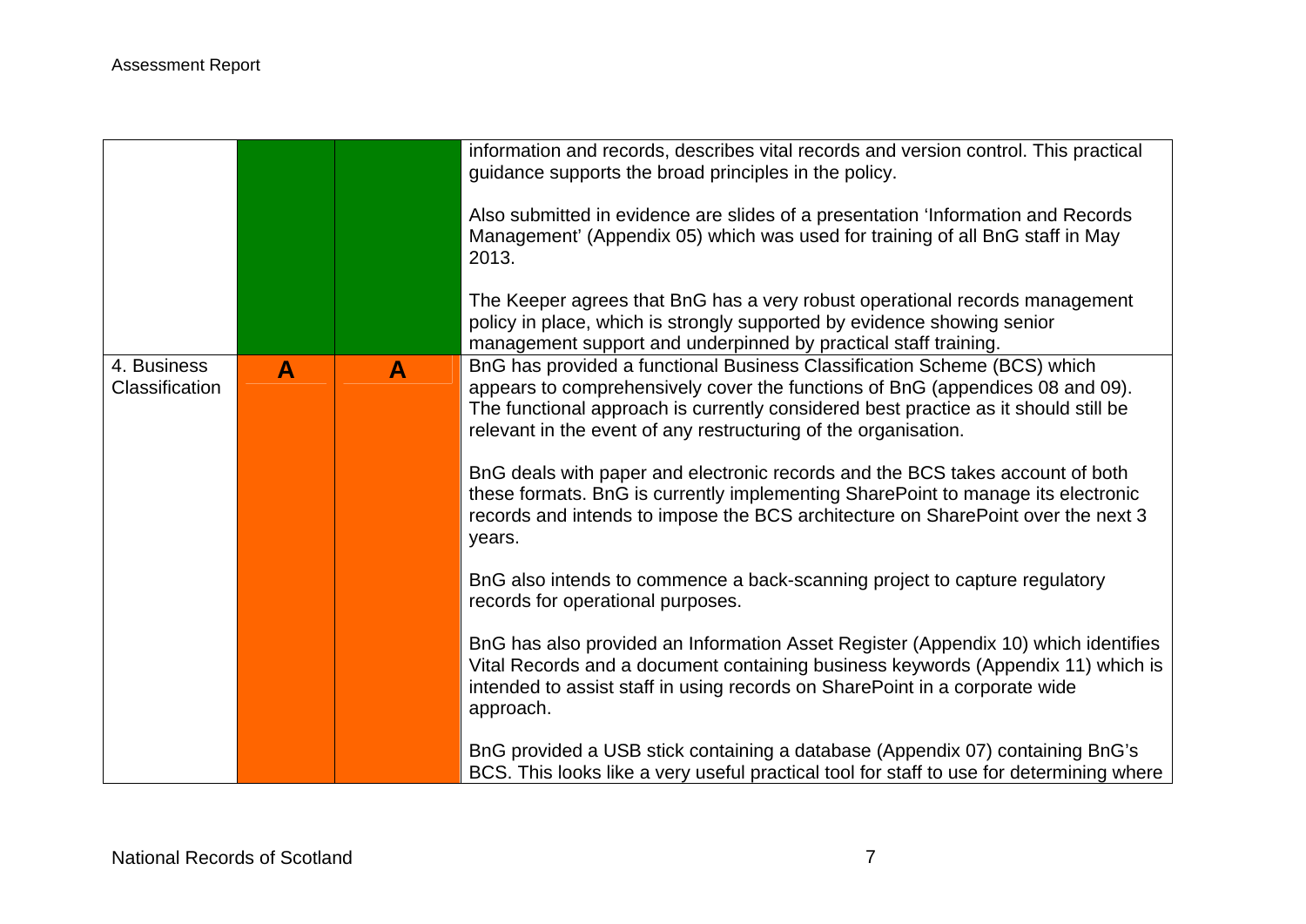| | | | |
|---|---|---|---|
| | | | information and records, describes vital records and version control. This practical guidance supports the broad principles in the policy.<br><br>Also submitted in evidence are slides of a presentation 'Information and Records Management' (Appendix 05) which was used for training of all BnG staff in May 2013.<br><br>The Keeper agrees that BnG has a very robust operational records management policy in place, which is strongly supported by evidence showing senior management support and underpinned by practical staff training. |
| 4. Business Classification | **A** | **A** | BnG has provided a functional Business Classification Scheme (BCS) which appears to comprehensively cover the functions of BnG (appendices 08 and 09). The functional approach is currently considered best practice as it should still be relevant in the event of any restructuring of the organisation.<br><br>BnG deals with paper and electronic records and the BCS takes account of both these formats. BnG is currently implementing SharePoint to manage its electronic records and intends to impose the BCS architecture on SharePoint over the next 3 years.<br><br>BnG also intends to commence a back-scanning project to capture regulatory records for operational purposes.<br><br>BnG has also provided an Information Asset Register (Appendix 10) which identifies Vital Records and a document containing business keywords (Appendix 11) which is intended to assist staff in using records on SharePoint in a corporate wide approach.<br><br>BnG provided a USB stick containing a database (Appendix 07) containing BnG's BCS. This looks like a very useful practical tool for staff to use for determining where |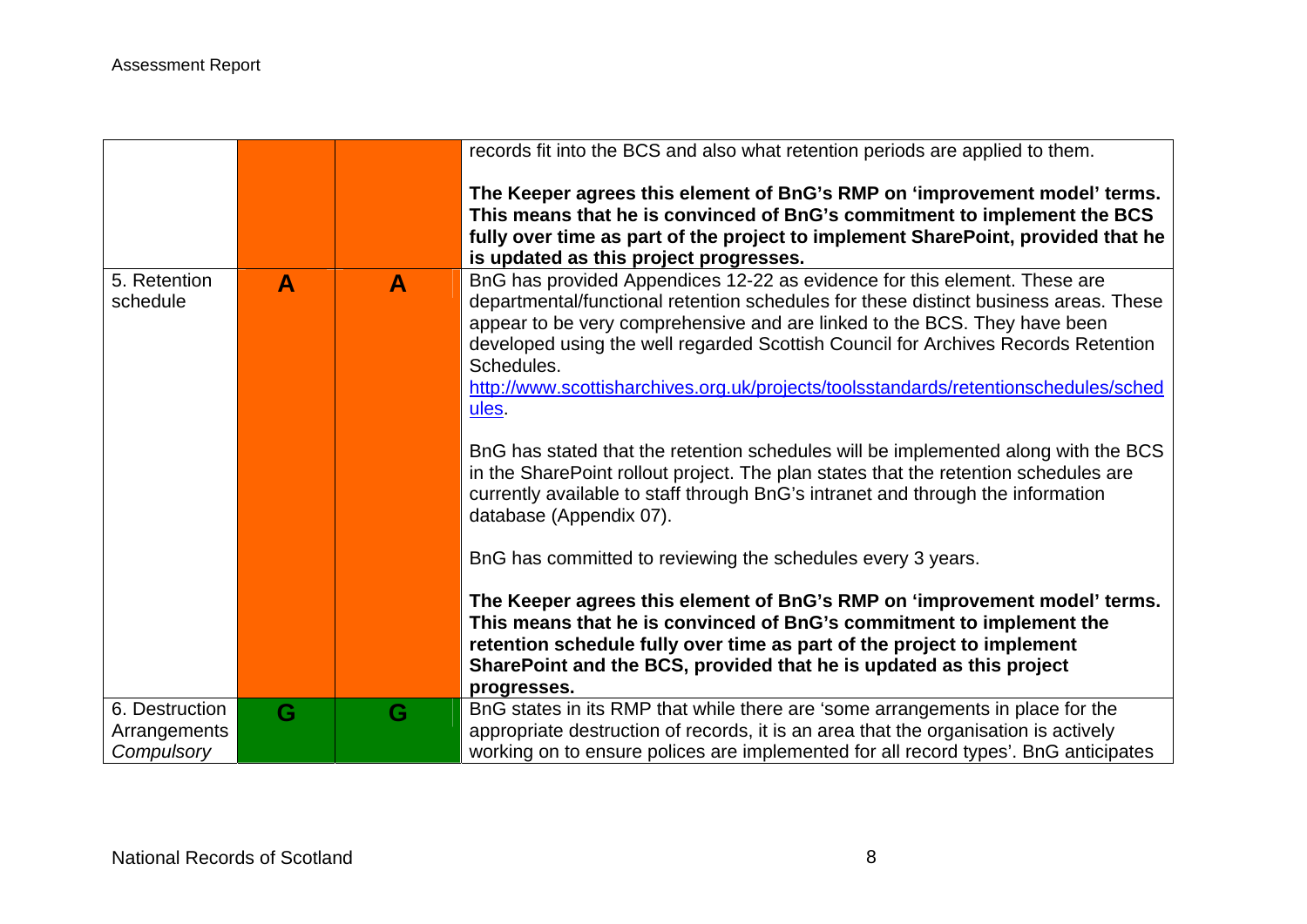| | | | |
|---|---|---|---|
| | | | records fit into the BCS and also what retention periods are applied to them.<br><br>**The Keeper agrees this element of BnG's RMP on 'improvement model' terms. This means that he is convinced of BnG's commitment to implement the BCS fully over time as part of the project to implement SharePoint, provided that he is updated as this project progresses.** |
| 5. Retention schedule | A | A | BnG has provided Appendices 12-22 as evidence for this element. These are departmental/functional retention schedules for these distinct business areas. These appear to be very comprehensive and are linked to the BCS. They have been developed using the well regarded Scottish Council for Archives Records Retention Schedules. [http://www.scottisharchives.org.uk/projects/toolsstandards/retentionschedules/schedules](http://www.scottisharchives.org.uk/projects/toolsstandards/retentionschedules/schedules).<br><br>BnG has stated that the retention schedules will be implemented along with the BCS in the SharePoint rollout project. The plan states that the retention schedules are currently available to staff through BnG's intranet and through the information database (Appendix 07).<br><br>BnG has committed to reviewing the schedules every 3 years.<br><br>**The Keeper agrees this element of BnG's RMP on 'improvement model' terms. This means that he is convinced of BnG's commitment to implement the retention schedule fully over time as part of the project to implement SharePoint and the BCS, provided that he is updated as this project progresses.** |
| 6. Destruction Arrangements *Compulsory* | G | G | BnG states in its RMP that while there are 'some arrangements in place for the appropriate destruction of records, it is an area that the organisation is actively working on to ensure polices are implemented for all record types'. BnG anticipates |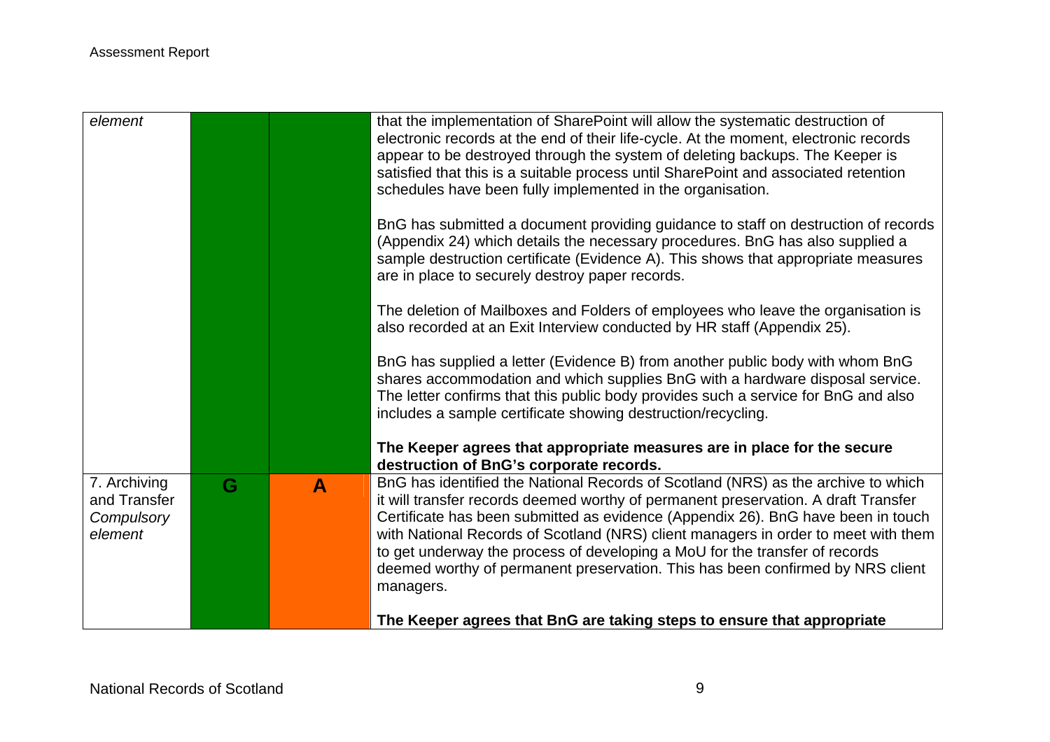| | | | |
|---|---|---|---|
| *element* | | | that the implementation of SharePoint will allow the systematic destruction of electronic records at the end of their life-cycle. At the moment, electronic records appear to be destroyed through the system of deleting backups. The Keeper is satisfied that this is a suitable process until SharePoint and associated retention schedules have been fully implemented in the organisation.<br><br>BnG has submitted a document providing guidance to staff on destruction of records (Appendix 24) which details the necessary procedures. BnG has also supplied a sample destruction certificate (Evidence A). This shows that appropriate measures are in place to securely destroy paper records.<br><br>The deletion of Mailboxes and Folders of employees who leave the organisation is also recorded at an Exit Interview conducted by HR staff (Appendix 25).<br><br>BnG has supplied a letter (Evidence B) from another public body with whom BnG shares accommodation and which supplies BnG with a hardware disposal service. The letter confirms that this public body provides such a service for BnG and also includes a sample certificate showing destruction/recycling.<br><br>**The Keeper agrees that appropriate measures are in place for the secure destruction of BnG's corporate records.** |
| 7. Archiving and Transfer *Compulsory element* | G | A | BnG has identified the National Records of Scotland (NRS) as the archive to which it will transfer records deemed worthy of permanent preservation. A draft Transfer Certificate has been submitted as evidence (Appendix 26). BnG have been in touch with National Records of Scotland (NRS) client managers in order to meet with them to get underway the process of developing a MoU for the transfer of records deemed worthy of permanent preservation. This has been confirmed by NRS client managers.<br><br>**The Keeper agrees that BnG are taking steps to ensure that appropriate** |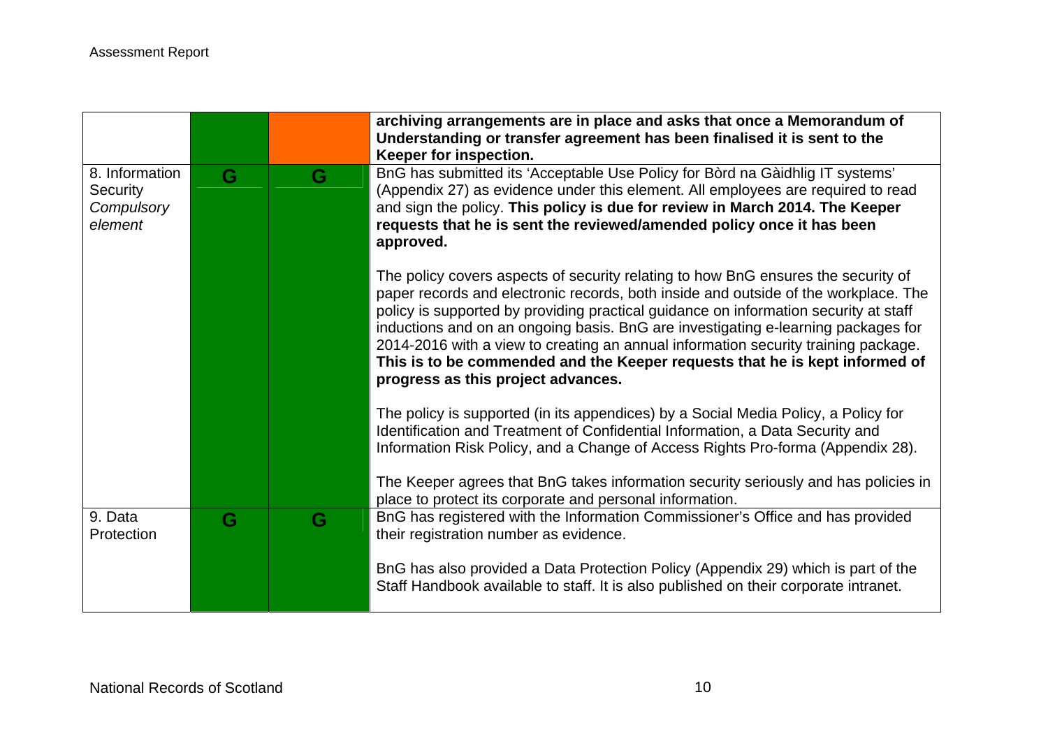| | | | |
|---|---|---|---|
| | | | **archiving arrangements are in place and asks that once a Memorandum of Understanding or transfer agreement has been finalised it is sent to the Keeper for inspection.** |
| 8. Information Security *Compulsory element* | G | G | BnG has submitted its 'Acceptable Use Policy for Bòrd na Gàidhlig IT systems' (Appendix 27) as evidence under this element. All employees are required to read and sign the policy. **This policy is due for review in March 2014. The Keeper requests that he is sent the reviewed/amended policy once it has been approved.**<br><br>The policy covers aspects of security relating to how BnG ensures the security of paper records and electronic records, both inside and outside of the workplace. The policy is supported by providing practical guidance on information security at staff inductions and on an ongoing basis. BnG are investigating e-learning packages for 2014-2016 with a view to creating an annual information security training package. **This is to be commended and the Keeper requests that he is kept informed of progress as this project advances.**<br><br>The policy is supported (in its appendices) by a Social Media Policy, a Policy for Identification and Treatment of Confidential Information, a Data Security and Information Risk Policy, and a Change of Access Rights Pro-forma (Appendix 28).<br><br>The Keeper agrees that BnG takes information security seriously and has policies in place to protect its corporate and personal information. |
| 9. Data Protection | G | G | BnG has registered with the Information Commissioner's Office and has provided their registration number as evidence.<br><br>BnG has also provided a Data Protection Policy (Appendix 29) which is part of the Staff Handbook available to staff. It is also published on their corporate intranet. |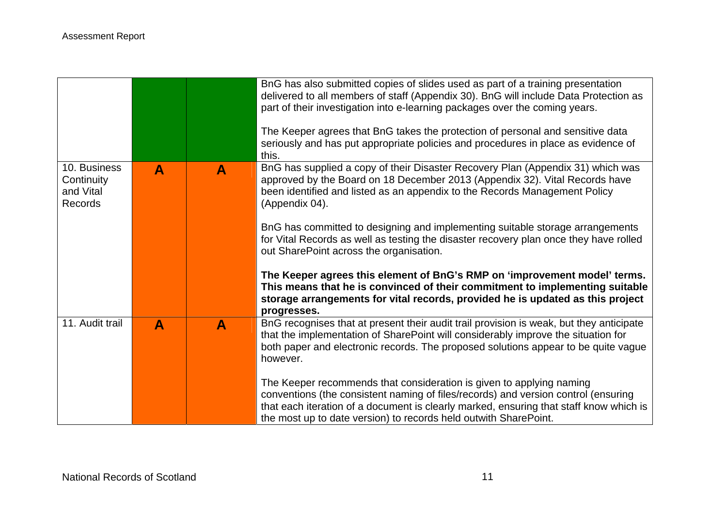| | | | |
|---|---|---|---|
| | | | BnG has also submitted copies of slides used as part of a training presentation delivered to all members of staff (Appendix 30). BnG will include Data Protection as part of their investigation into e-learning packages over the coming years.<br><br>The Keeper agrees that BnG takes the protection of personal and sensitive data seriously and has put appropriate policies and procedures in place as evidence of this. |
| 10. Business Continuity and Vital Records | **A** | **A** | BnG has supplied a copy of their Disaster Recovery Plan (Appendix 31) which was approved by the Board on 18 December 2013 (Appendix 32). Vital Records have been identified and listed as an appendix to the Records Management Policy (Appendix 04).<br><br>BnG has committed to designing and implementing suitable storage arrangements for Vital Records as well as testing the disaster recovery plan once they have rolled out SharePoint across the organisation.<br><br>**The Keeper agrees this element of BnG's RMP on 'improvement model' terms. This means that he is convinced of their commitment to implementing suitable storage arrangements for vital records, provided he is updated as this project progresses.** |
| 11. Audit trail | **A** | **A** | BnG recognises that at present their audit trail provision is weak, but they anticipate that the implementation of SharePoint will considerably improve the situation for both paper and electronic records. The proposed solutions appear to be quite vague however.<br><br>The Keeper recommends that consideration is given to applying naming conventions (the consistent naming of files/records) and version control (ensuring that each iteration of a document is clearly marked, ensuring that staff know which is the most up to date version) to records held outwith SharePoint. |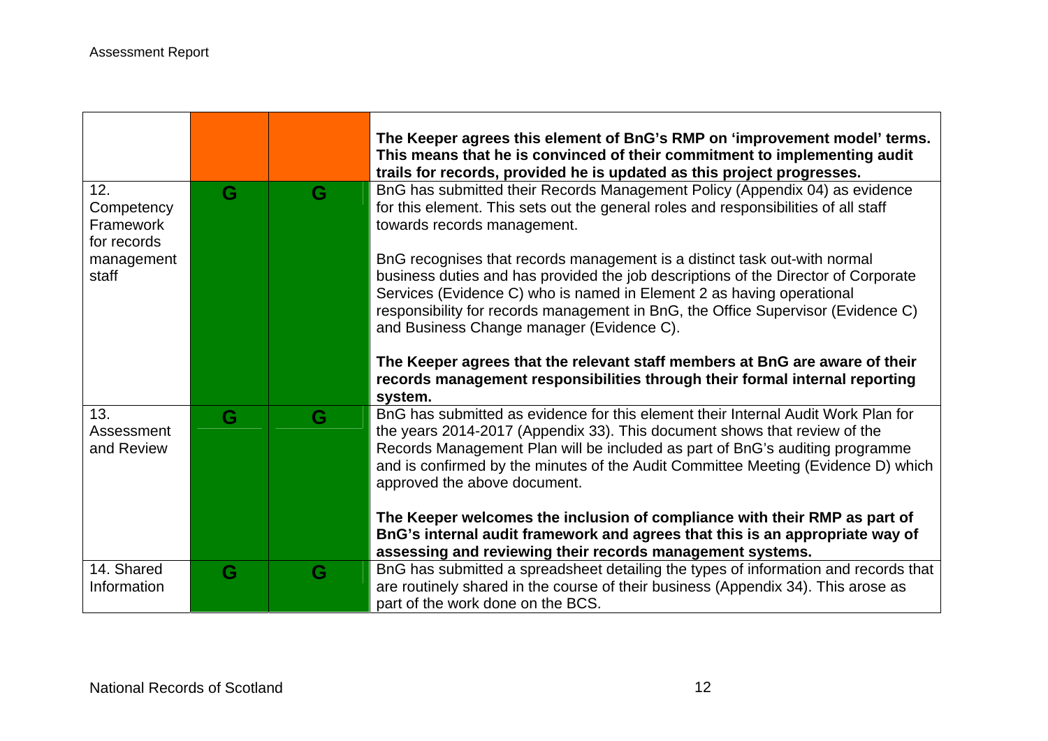| | | | |
|---|---|---|---|
| | | | **The Keeper agrees this element of BnG's RMP on 'improvement model' terms. This means that he is convinced of their commitment to implementing audit trails for records, provided he is updated as this project progresses.** |
| 12. Competency Framework for records management staff | G | G | BnG has submitted their Records Management Policy (Appendix 04) as evidence for this element. This sets out the general roles and responsibilities of all staff towards records management.<br><br>BnG recognises that records management is a distinct task out-with normal business duties and has provided the job descriptions of the Director of Corporate Services (Evidence C) who is named in Element 2 as having operational responsibility for records management in BnG, the Office Supervisor (Evidence C) and Business Change manager (Evidence C).<br><br>**The Keeper agrees that the relevant staff members at BnG are aware of their records management responsibilities through their formal internal reporting system.** |
| 13. Assessment and Review | G | G | BnG has submitted as evidence for this element their Internal Audit Work Plan for the years 2014-2017 (Appendix 33). This document shows that review of the Records Management Plan will be included as part of BnG's auditing programme and is confirmed by the minutes of the Audit Committee Meeting (Evidence D) which approved the above document.<br><br>**The Keeper welcomes the inclusion of compliance with their RMP as part of BnG's internal audit framework and agrees that this is an appropriate way of assessing and reviewing their records management systems.** |
| 14. Shared Information | G | G | BnG has submitted a spreadsheet detailing the types of information and records that are routinely shared in the course of their business (Appendix 34). This arose as part of the work done on the BCS. |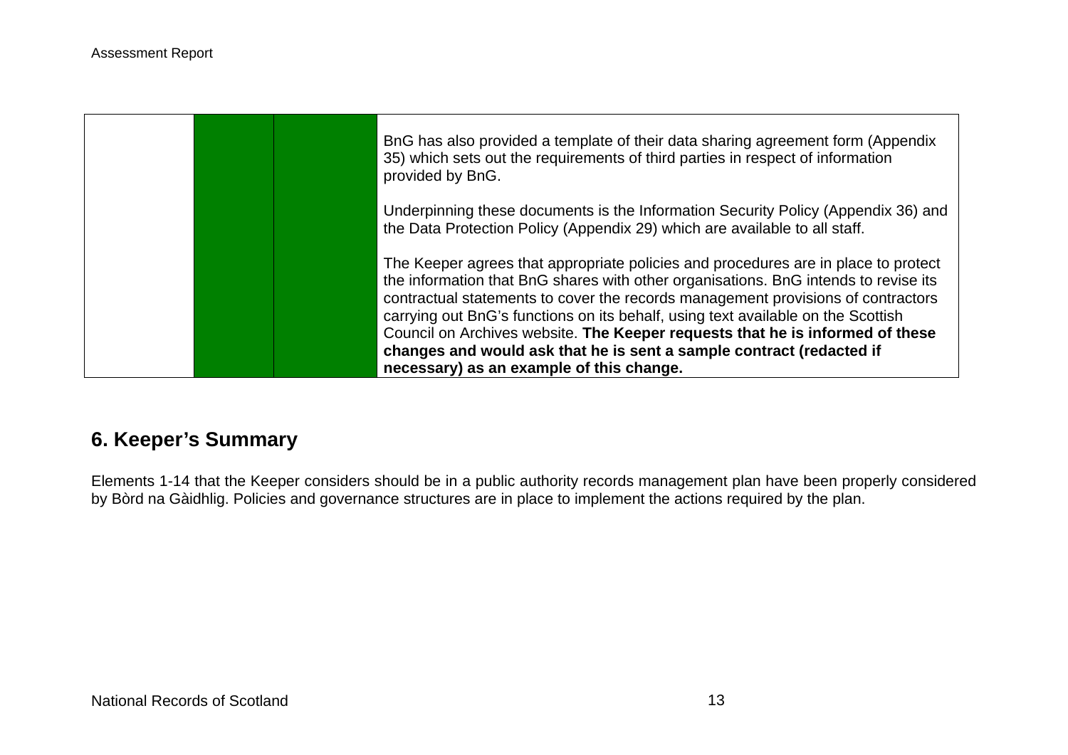| | | | |
|---|---|---|---|
| | | | BnG has also provided a template of their data sharing agreement form (Appendix 35) which sets out the requirements of third parties in respect of information provided by BnG.<br><br>Underpinning these documents is the Information Security Policy (Appendix 36) and the Data Protection Policy (Appendix 29) which are available to all staff.<br><br>The Keeper agrees that appropriate policies and procedures are in place to protect the information that BnG shares with other organisations. BnG intends to revise its contractual statements to cover the records management provisions of contractors carrying out BnG's functions on its behalf, using text available on the Scottish Council on Archives website. **The Keeper requests that he is informed of these changes and would ask that he is sent a sample contract (redacted if necessary) as an example of this change.** |

## 6. Keeper's Summary

Elements 1-14 that the Keeper considers should be in a public authority records management plan have been properly considered by Bòrd na Gàidhlig. Policies and governance structures are in place to implement the actions required by the plan.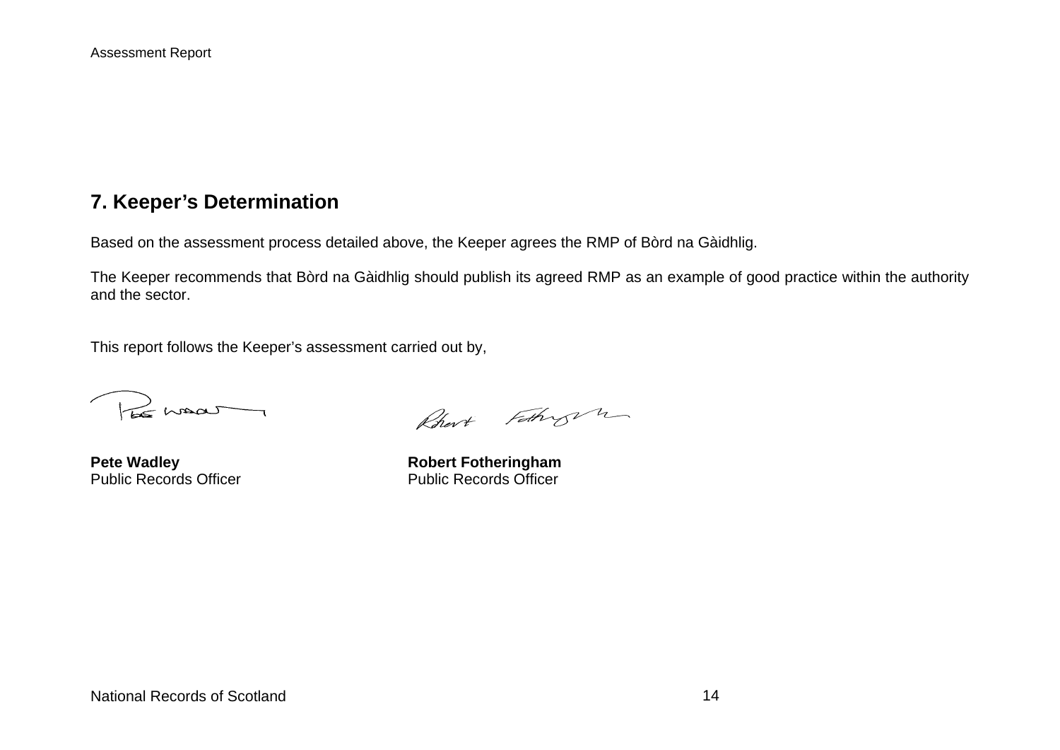## 7. Keeper's Determination

Based on the assessment process detailed above, the Keeper agrees the RMP of Bòrd na Gàidhlig.

The Keeper recommends that Bòrd na Gàidhlig should publish its agreed RMP as an example of good practice within the authority and the sector.

This report follows the Keeper's assessment carried out by,

**Pete Wadley**
Public Records Officer

**Robert Fotheringham**
Public Records Officer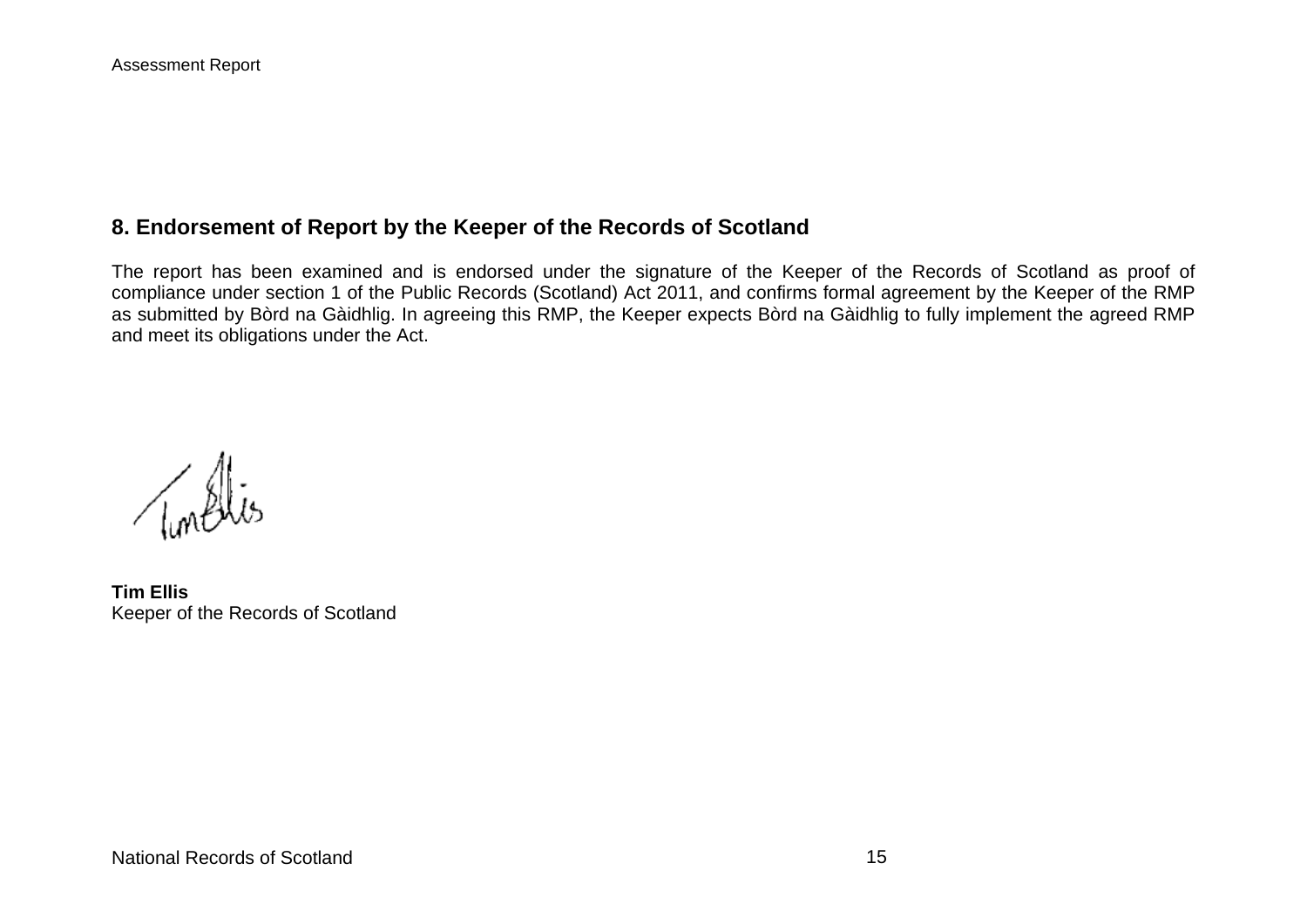## 8. Endorsement of Report by the Keeper of the Records of Scotland

The report has been examined and is endorsed under the signature of the Keeper of the Records of Scotland as proof of compliance under section 1 of the Public Records (Scotland) Act 2011, and confirms formal agreement by the Keeper of the RMP as submitted by Bòrd na Gàidhlig. In agreeing this RMP, the Keeper expects Bòrd na Gàidhlig to fully implement the agreed RMP and meet its obligations under the Act.

**Tim Ellis**
Keeper of the Records of Scotland